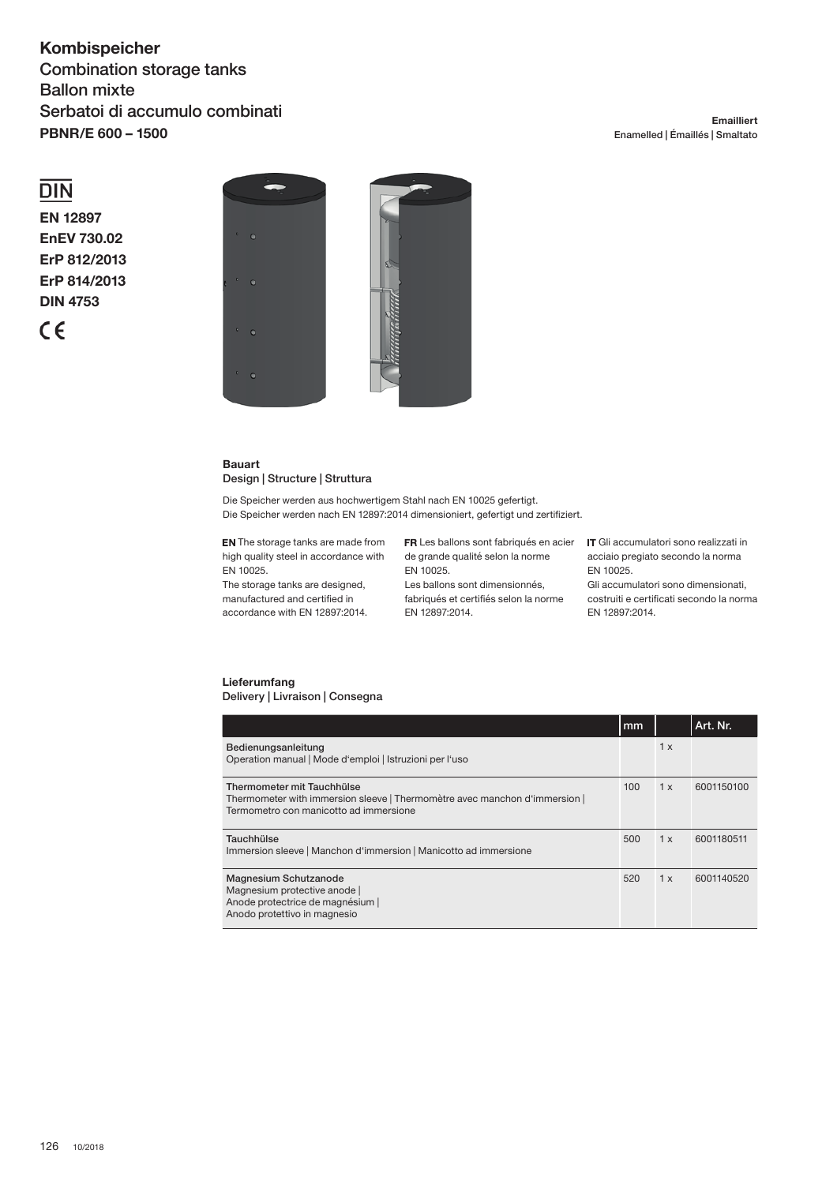# Kombispeicher

Combination storage tanks
Ballon mixte
Serbatoi di accumulo combinati

**PBNR/E 600 – 1500**

**Emailliert**
Enamelled | Émaillés | Smaltato

**DIN**

**EN 12897**
**EnEV 730.02**
**ErP 812/2013**
**ErP 814/2013**
**DIN 4753**

CE

### Bauart

Design | Structure | Struttura

Die Speicher werden aus hochwertigem Stahl nach EN 10025 gefertigt.
Die Speicher werden nach EN 12897:2014 dimensioniert, gefertigt und zertifiziert.

**EN** The storage tanks are made from high quality steel in accordance with EN 10025.
The storage tanks are designed, manufactured and certified in accordance with EN 12897:2014.

**FR** Les ballons sont fabriqués en acier de grande qualité selon la norme EN 10025.
Les ballons sont dimensionnés, fabriqués et certifiés selon la norme EN 12897:2014.

**IT** Gli accumulatori sono realizzati in acciaio pregiato secondo la norma EN 10025.
Gli accumulatori sono dimensionati, costruiti e certificati secondo la norma EN 12897:2014.

### Lieferumfang

Delivery | Livraison | Consegna

| | mm | | Art. Nr. |
|---|---|---|---|
| **Bedienungsanleitung**<br>Operation manual \| Mode d'emploi \| Istruzioni per l'uso | | 1 x | |
| **Thermometer mit Tauchhülse**<br>Thermometer with immersion sleeve \| Thermomètre avec manchon d'immersion \| Termometro con manicotto ad immersione | 100 | 1 x | 6001150100 |
| **Tauchhülse**<br>Immersion sleeve \| Manchon d'immersion \| Manicotto ad immersione | 500 | 1 x | 6001180511 |
| **Magnesium Schutzanode**<br>Magnesium protective anode \|<br>Anode protectrice de magnésium \|<br>Anodo protettivo in magnesio | 520 | 1 x | 6001140520 |

10/2018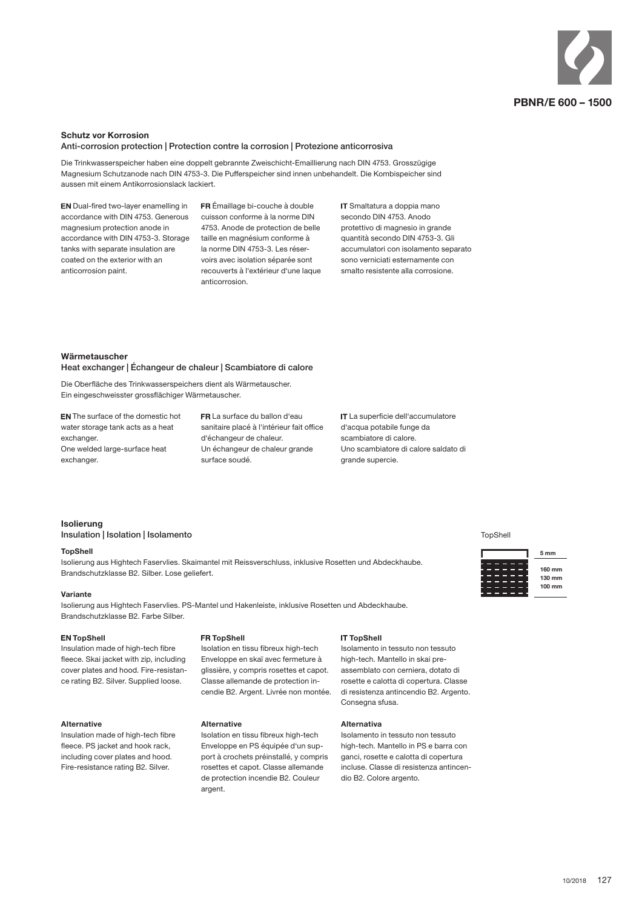## Schutz vor Korrosion

### Anti-corrosion protection | Protection contre la corrosion | Protezione anticorrosiva

Die Trinkwasserspeicher haben eine doppelt gebrannte Zweischicht-Emaillierung nach DIN 4753. Grosszügige Magnesium Schutzanode nach DIN 4753-3. Die Pufferspeicher sind innen unbehandelt. Die Kombispeicher sind aussen mit einem Antikorrosionslack lackiert.

**EN** Dual-fired two-layer enamelling in accordance with DIN 4753. Generous magnesium protection anode in accordance with DIN 4753-3. Storage tanks with separate insulation are coated on the exterior with an anticorrosion paint.

**FR** Émaillage bi-couche à double cuisson conforme à la norme DIN 4753. Anode de protection de belle taille en magnésium conforme à la norme DIN 4753-3. Les réservoirs avec isolation séparée sont recouverts à l'extérieur d'une laque anticorrosion.

**IT** Smaltatura a doppia mano secondo DIN 4753. Anodo protettivo di magnesio in grande quantità secondo DIN 4753-3. Gli accumulatori con isolamento separato sono verniciati esternamente con smalto resistente alla corrosione.

## Wärmetauscher

### Heat exchanger | Échangeur de chaleur | Scambiatore di calore

Die Oberfläche des Trinkwasserspeichers dient als Wärmetauscher.
Ein eingeschweisster grossflächiger Wärmetauscher.

**EN** The surface of the domestic hot water storage tank acts as a heat exchanger.
One welded large-surface heat exchanger.

**FR** La surface du ballon d'eau sanitaire placé à l'intérieur fait office d'échangeur de chaleur.
Un échangeur de chaleur grande surface soudé.

**IT** La superficie dell'accumulatore d'acqua potabile funge da scambiatore di calore.
Uno scambiatore di calore saldato di grande supercie.

## Isolierung

### Insulation | Isolation | Isolamento

**TopShell**

Isolierung aus Hightech Faservlies. Skaimantel mit Reissverschluss, inklusive Rosetten und Abdeckhaube. Brandschutzklasse B2. Silber. Lose geliefert.

**Variante**

Isolierung aus Hightech Faservlies. PS-Mantel und Hakenleiste, inklusive Rosetten und Abdeckhaube. Brandschutzklasse B2. Farbe Silber.

**EN TopShell**
Insulation made of high-tech fibre fleece. Skai jacket with zip, including cover plates and hood. Fire-resistance rating B2. Silver. Supplied loose.

**FR TopShell**
Isolation en tissu fibreux high-tech Enveloppe en skaï avec fermeture à glissière, y compris rosettes et capot. Classe allemande de protection incendie B2. Argent. Livrée non montée.

**IT TopShell**
Isolamento in tessuto non tessuto high-tech. Mantello in skai preassemblato con cerniera, dotato di rosette e calotta di copertura. Classe di resistenza antincendio B2. Argento. Consegna sfusa.

**Alternative**
Insulation made of high-tech fibre fleece. PS jacket and hook rack, including cover plates and hood. Fire-resistance rating B2. Silver.

**Alternative**
Isolation en tissu fibreux high-tech Enveloppe en PS équipée d'un support à crochets préinstallé, y compris rosettes et capot. Classe allemande de protection incendie B2. Couleur argent.

**Alternativa**
Isolamento in tessuto non tessuto high-tech. Mantello in PS e barra con ganci, rosette e calotta di copertura incluse. Classe di resistenza antincendio B2. Colore argento.

TopShell

5 mm
160 mm
130 mm
100 mm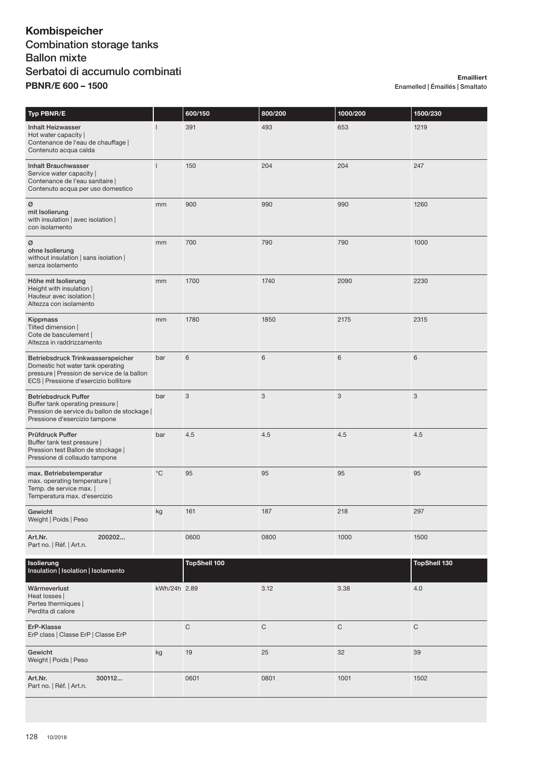# Kombispeicher

## Combination storage tanks

## Ballon mixte

## Serbatoi di accumulo combinati

## PBNR/E 600 – 1500

**Emailliert**
Enamelled | Émaillés | Smaltato

| Typ PBNR/E | | 600/150 | 800/200 | 1000/200 | 1500/230 |
|---|---|---|---|---|---|
| **Inhalt Heizwasser** Hot water capacity \| Contenance de l'eau de chauffage \| Contenuto acqua calda | l | 391 | 493 | 653 | 1219 |
| **Inhalt Brauchwasser** Service water capacity \| Contenance de l'eau sanitaire \| Contenuto acqua per uso domestico | l | 150 | 204 | 204 | 247 |
| **Ø mit Isolierung** with insulation \| avec isolation \| con isolamento | mm | 900 | 990 | 990 | 1260 |
| **Ø ohne Isolierung** without insulation \| sans isolation \| senza isolamento | mm | 700 | 790 | 790 | 1000 |
| **Höhe mit Isolierung** Height with insulation \| Hauteur avec isolation \| Altezza con isolamento | mm | 1700 | 1740 | 2090 | 2230 |
| **Kippmass** Tilted dimension \| Cote de basculement \| Altezza in raddrizzamento | mm | 1780 | 1850 | 2175 | 2315 |
| **Betriebsdruck Trinkwasserspeicher** Domestic hot water tank operating pressure \| Pression de service de la ballon ECS \| Pressione d'esercizio bollitore | bar | 6 | 6 | 6 | 6 |
| **Betriebsdruck Puffer** Buffer tank operating pressure \| Pression de service du ballon de stockage \| Pressione d'esercizio tampone | bar | 3 | 3 | 3 | 3 |
| **Prüfdruck Puffer** Buffer tank test pressure \| Pression test Ballon de stockage \| Pressione di collaudo tampone | bar | 4.5 | 4.5 | 4.5 | 4.5 |
| **max. Betriebstemperatur** max. operating temperature \| Temp. de service max. \| Temperatura max. d'esercizio | °C | 95 | 95 | 95 | 95 |
| **Gewicht** Weight \| Poids \| Peso | kg | 161 | 187 | 218 | 297 |
| **Art.Nr.** 200202... Part no. \| Réf. \| Art.n. | | 0600 | 0800 | 1000 | 1500 |

| Isolierung Insulation \| Isolation \| Isolamento | | TopShell 100 | | | TopShell 130 |
|---|---|---|---|---|---|
| **Wärmeverlust** Heat losses \| Pertes thermiques \| Perdita di calore | kWh/24h | 2.89 | 3.12 | 3.38 | 4.0 |
| **ErP-Klasse** ErP class \| Classe ErP \| Classe ErP | | C | C | C | C |
| **Gewicht** Weight \| Poids \| Peso | kg | 19 | 25 | 32 | 39 |
| **Art.Nr.** 300112... Part no. \| Réf. \| Art.n. | | 0601 | 0801 | 1001 | 1502 |

10/2018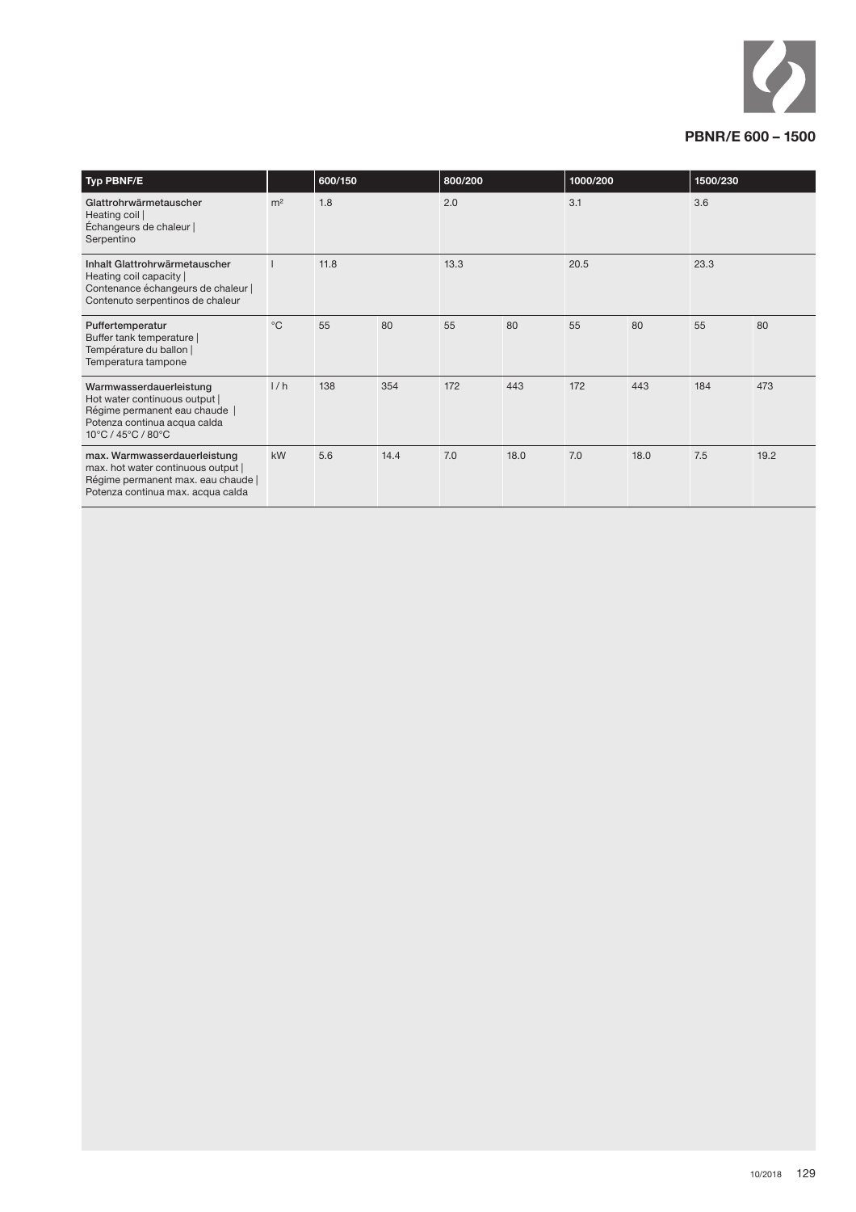## PBNR/E 600 – 1500

| Typ PBNF/E | | 600/150 | | 800/200 | | 1000/200 | | 1500/230 | |
|---|---|---|---|---|---|---|---|---|---|
| Glattrohrwärmetauscher<br>Heating coil \|<br>Échangeurs de chaleur \|<br>Serpentino | m² | 1.8 | | 2.0 | | 3.1 | | 3.6 | |
| Inhalt Glattrohrwärmetauscher<br>Heating coil capacity \|<br>Contenance échangeurs de chaleur \|<br>Contenuto serpentinos de chaleur | l | 11.8 | | 13.3 | | 20.5 | | 23.3 | |
| Puffertemperatur<br>Buffer tank temperature \|<br>Température du ballon \|<br>Temperatura tampone | °C | 55 | 80 | 55 | 80 | 55 | 80 | 55 | 80 |
| Warmwasserdauerleistung<br>Hot water continuous output \|<br>Régime permanent eau chaude \|<br>Potenza continua acqua calda<br>10°C / 45°C / 80°C | l / h | 138 | 354 | 172 | 443 | 172 | 443 | 184 | 473 |
| max. Warmwasserdauerleistung<br>max. hot water continuous output \|<br>Régime permanent max. eau chaude \|<br>Potenza continua max. acqua calda | kW | 5.6 | 14.4 | 7.0 | 18.0 | 7.0 | 18.0 | 7.5 | 19.2 |

10/2018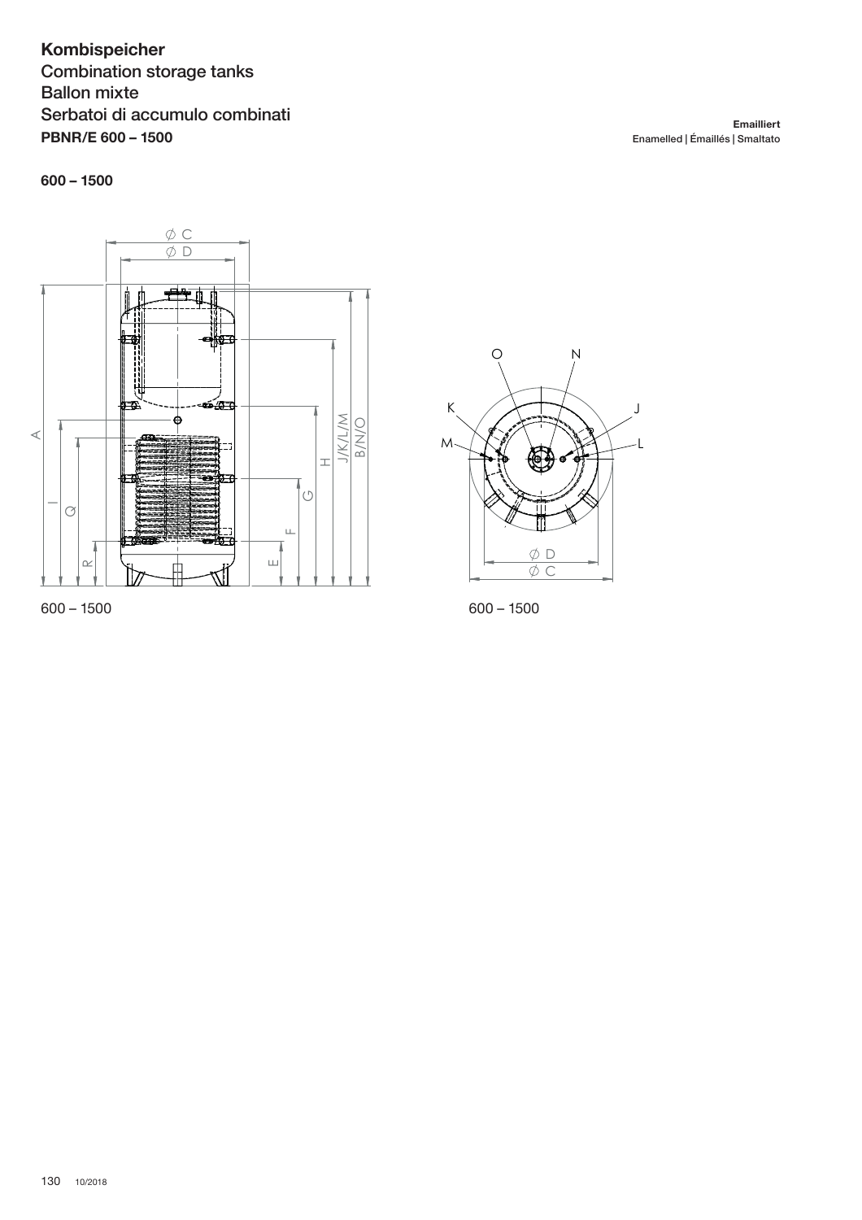# Kombispeicher

Combination storage tanks
Ballon mixte
Serbatoi di accumulo combinati
**PBNR/E 600 – 1500**

**Emailliert**
Enamelled | Émaillés | Smaltato

**600 – 1500**

600 – 1500

600 – 1500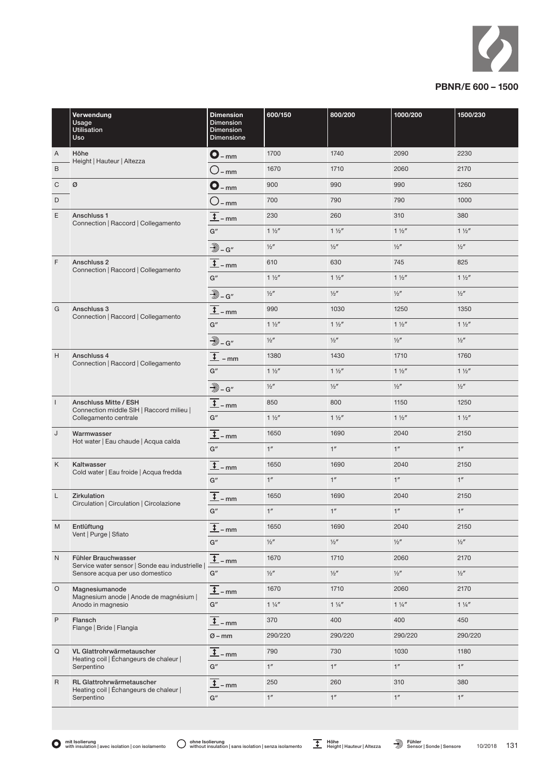## PBNR/E 600 – 1500

| | Verwendung<br>Usage<br>Utilisation<br>Uso | Dimension<br>Dimension<br>Dimension<br>Dimensione | 600/150 | 800/200 | 1000/200 | 1500/230 |
|---|---|---|---|---|---|---|
| A | **Höhe**<br>Height \| Hauteur \| Altezza | ● – mm | 1700 | 1740 | 2090 | 2230 |
| B | | ○ – mm | 1670 | 1710 | 2060 | 2170 |
| C | Ø | ● – mm | 900 | 990 | 990 | 1260 |
| D | | ○ – mm | 700 | 790 | 790 | 1000 |
| E | **Anschluss 1**<br>Connection \| Raccord \| Collegamento | ↕ – mm | 230 | 260 | 310 | 380 |
| | | G″ | 1 ½″ | 1 ½″ | 1 ½″ | 1 ½″ |
| | | Fühler – G″ | ½″ | ½″ | ½″ | ½″ |
| F | **Anschluss 2**<br>Connection \| Raccord \| Collegamento | ↕ – mm | 610 | 630 | 745 | 825 |
| | | G″ | 1 ½″ | 1 ½″ | 1 ½″ | 1 ½″ |
| | | Fühler – G″ | ½″ | ½″ | ½″ | ½″ |
| G | **Anschluss 3**<br>Connection \| Raccord \| Collegamento | ↕ – mm | 990 | 1030 | 1250 | 1350 |
| | | G″ | 1 ½″ | 1 ½″ | 1 ½″ | 1 ½″ |
| | | Fühler – G″ | ½″ | ½″ | ½″ | ½″ |
| H | **Anschluss 4**<br>Connection \| Raccord \| Collegamento | ↕ – mm | 1380 | 1430 | 1710 | 1760 |
| | | G″ | 1 ½″ | 1 ½″ | 1 ½″ | 1 ½″ |
| | | Fühler – G″ | ½″ | ½″ | ½″ | ½″ |
| I | **Anschluss Mitte / ESH**<br>Connection middle SIH \| Raccord milieu \| Collegamento centrale | ↕ – mm | 850 | 800 | 1150 | 1250 |
| | | G″ | 1 ½″ | 1 ½″ | 1 ½″ | 1 ½″ |
| J | **Warmwasser**<br>Hot water \| Eau chaude \| Acqua calda | ↕ – mm | 1650 | 1690 | 2040 | 2150 |
| | | G″ | 1″ | 1″ | 1″ | 1″ |
| K | **Kaltwasser**<br>Cold water \| Eau froide \| Acqua fredda | ↕ – mm | 1650 | 1690 | 2040 | 2150 |
| | | G″ | 1″ | 1″ | 1″ | 1″ |
| L | **Zirkulation**<br>Circulation \| Circulation \| Circolazione | ↕ – mm | 1650 | 1690 | 2040 | 2150 |
| | | G″ | 1″ | 1″ | 1″ | 1″ |
| M | **Entlüftung**<br>Vent \| Purge \| Sfiato | ↕ – mm | 1650 | 1690 | 2040 | 2150 |
| | | G″ | ½″ | ½″ | ½″ | ½″ |
| N | **Fühler Brauchwasser**<br>Service water sensor \| Sonde eau industrielle \| Sensore acqua per uso domestico | ↕ – mm | 1670 | 1710 | 2060 | 2170 |
| | | G″ | ½″ | ½″ | ½″ | ½″ |
| O | **Magnesiumanode**<br>Magnesium anode \| Anode de magnésium \| Anodo in magnesio | ↕ – mm | 1670 | 1710 | 2060 | 2170 |
| | | G″ | 1 ¼″ | 1 ¼″ | 1 ¼″ | 1 ¼″ |
| P | **Flansch**<br>Flange \| Bride \| Flangia | ↕ – mm | 370 | 400 | 400 | 450 |
| | | Ø – mm | 290/220 | 290/220 | 290/220 | 290/220 |
| Q | **VL Glattrohrwärmetauscher**<br>Heating coil \| Échangeurs de chaleur \| Serpentino | ↕ – mm | 790 | 730 | 1030 | 1180 |
| | | G″ | 1″ | 1″ | 1″ | 1″ |
| R | **RL Glattrohrwärmetauscher**<br>Heating coil \| Échangeurs de chaleur \| Serpentino | ↕ – mm | 250 | 260 | 310 | 380 |
| | | G″ | 1″ | 1″ | 1″ | 1″ |

● **mit Isolierung** with insulation | avec isolation | con isolamento
○ **ohne Isolierung** without insulation | sans isolation | senza isolamento
↕ **Höhe** Height | Hauteur | Altezza
Fühler: **Fühler** Sensor | Sonde | Sensore

10/2018